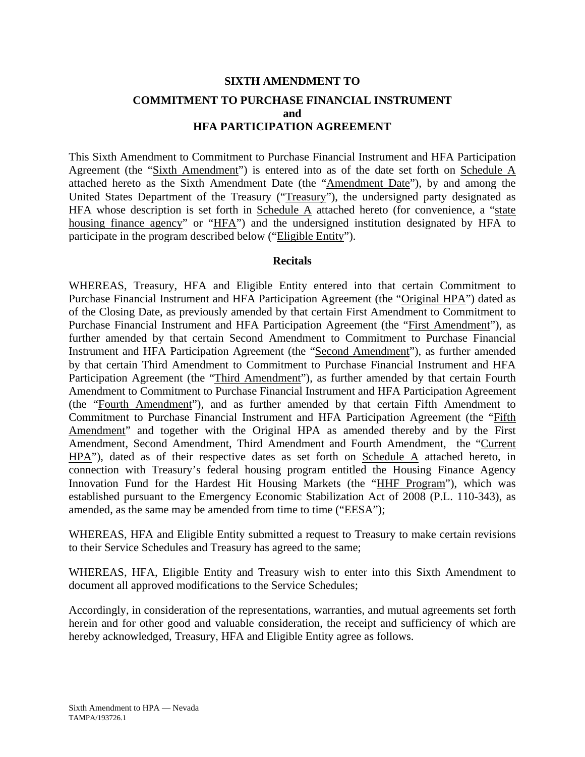**SIXTH AMENDMENT TO**

**COMMITMENT TO PURCHASE FINANCIAL INSTRUMENT**
**and**
**HFA PARTICIPATION AGREEMENT**

This Sixth Amendment to Commitment to Purchase Financial Instrument and HFA Participation Agreement (the "Sixth Amendment") is entered into as of the date set forth on Schedule A attached hereto as the Sixth Amendment Date (the "Amendment Date"), by and among the United States Department of the Treasury ("Treasury"), the undersigned party designated as HFA whose description is set forth in Schedule A attached hereto (for convenience, a "state housing finance agency" or "HFA") and the undersigned institution designated by HFA to participate in the program described below ("Eligible Entity").

**Recitals**

WHEREAS, Treasury, HFA and Eligible Entity entered into that certain Commitment to Purchase Financial Instrument and HFA Participation Agreement (the "Original HPA") dated as of the Closing Date, as previously amended by that certain First Amendment to Commitment to Purchase Financial Instrument and HFA Participation Agreement (the "First Amendment"), as further amended by that certain Second Amendment to Commitment to Purchase Financial Instrument and HFA Participation Agreement (the "Second Amendment"), as further amended by that certain Third Amendment to Commitment to Purchase Financial Instrument and HFA Participation Agreement (the "Third Amendment"), as further amended by that certain Fourth Amendment to Commitment to Purchase Financial Instrument and HFA Participation Agreement (the "Fourth Amendment"), and as further amended by that certain Fifth Amendment to Commitment to Purchase Financial Instrument and HFA Participation Agreement (the "Fifth Amendment" and together with the Original HPA as amended thereby and by the First Amendment, Second Amendment, Third Amendment and Fourth Amendment, the "Current HPA"), dated as of their respective dates as set forth on Schedule A attached hereto, in connection with Treasury's federal housing program entitled the Housing Finance Agency Innovation Fund for the Hardest Hit Housing Markets (the "HHF Program"), which was established pursuant to the Emergency Economic Stabilization Act of 2008 (P.L. 110-343), as amended, as the same may be amended from time to time ("EESA");

WHEREAS, HFA and Eligible Entity submitted a request to Treasury to make certain revisions to their Service Schedules and Treasury has agreed to the same;

WHEREAS, HFA, Eligible Entity and Treasury wish to enter into this Sixth Amendment to document all approved modifications to the Service Schedules;

Accordingly, in consideration of the representations, warranties, and mutual agreements set forth herein and for other good and valuable consideration, the receipt and sufficiency of which are hereby acknowledged, Treasury, HFA and Eligible Entity agree as follows.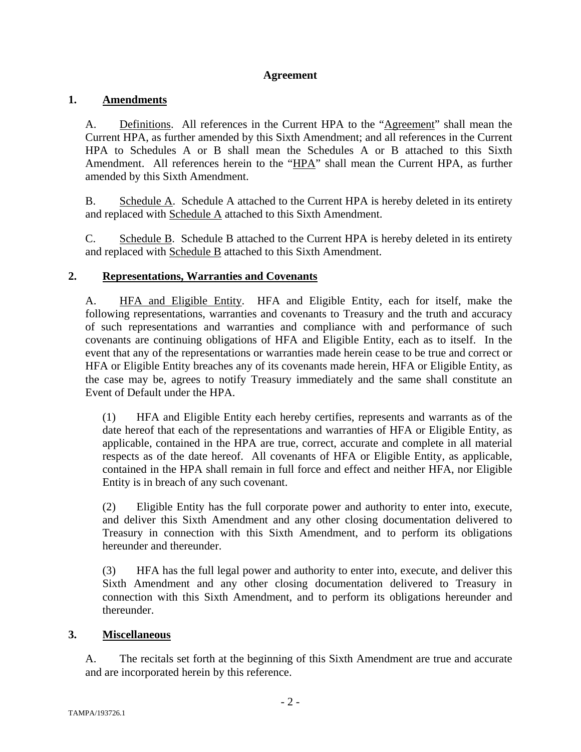**Agreement**

## 1. Amendments

A. Definitions. All references in the Current HPA to the "Agreement" shall mean the Current HPA, as further amended by this Sixth Amendment; and all references in the Current HPA to Schedules A or B shall mean the Schedules A or B attached to this Sixth Amendment. All references herein to the "HPA" shall mean the Current HPA, as further amended by this Sixth Amendment.

B. Schedule A. Schedule A attached to the Current HPA is hereby deleted in its entirety and replaced with Schedule A attached to this Sixth Amendment.

C. Schedule B. Schedule B attached to the Current HPA is hereby deleted in its entirety and replaced with Schedule B attached to this Sixth Amendment.

## 2. Representations, Warranties and Covenants

A. HFA and Eligible Entity. HFA and Eligible Entity, each for itself, make the following representations, warranties and covenants to Treasury and the truth and accuracy of such representations and warranties and compliance with and performance of such covenants are continuing obligations of HFA and Eligible Entity, each as to itself. In the event that any of the representations or warranties made herein cease to be true and correct or HFA or Eligible Entity breaches any of its covenants made herein, HFA or Eligible Entity, as the case may be, agrees to notify Treasury immediately and the same shall constitute an Event of Default under the HPA.

(1) HFA and Eligible Entity each hereby certifies, represents and warrants as of the date hereof that each of the representations and warranties of HFA or Eligible Entity, as applicable, contained in the HPA are true, correct, accurate and complete in all material respects as of the date hereof. All covenants of HFA or Eligible Entity, as applicable, contained in the HPA shall remain in full force and effect and neither HFA, nor Eligible Entity is in breach of any such covenant.

(2) Eligible Entity has the full corporate power and authority to enter into, execute, and deliver this Sixth Amendment and any other closing documentation delivered to Treasury in connection with this Sixth Amendment, and to perform its obligations hereunder and thereunder.

(3) HFA has the full legal power and authority to enter into, execute, and deliver this Sixth Amendment and any other closing documentation delivered to Treasury in connection with this Sixth Amendment, and to perform its obligations hereunder and thereunder.

## 3. Miscellaneous

A. The recitals set forth at the beginning of this Sixth Amendment are true and accurate and are incorporated herein by this reference.

TAMPA/193726.1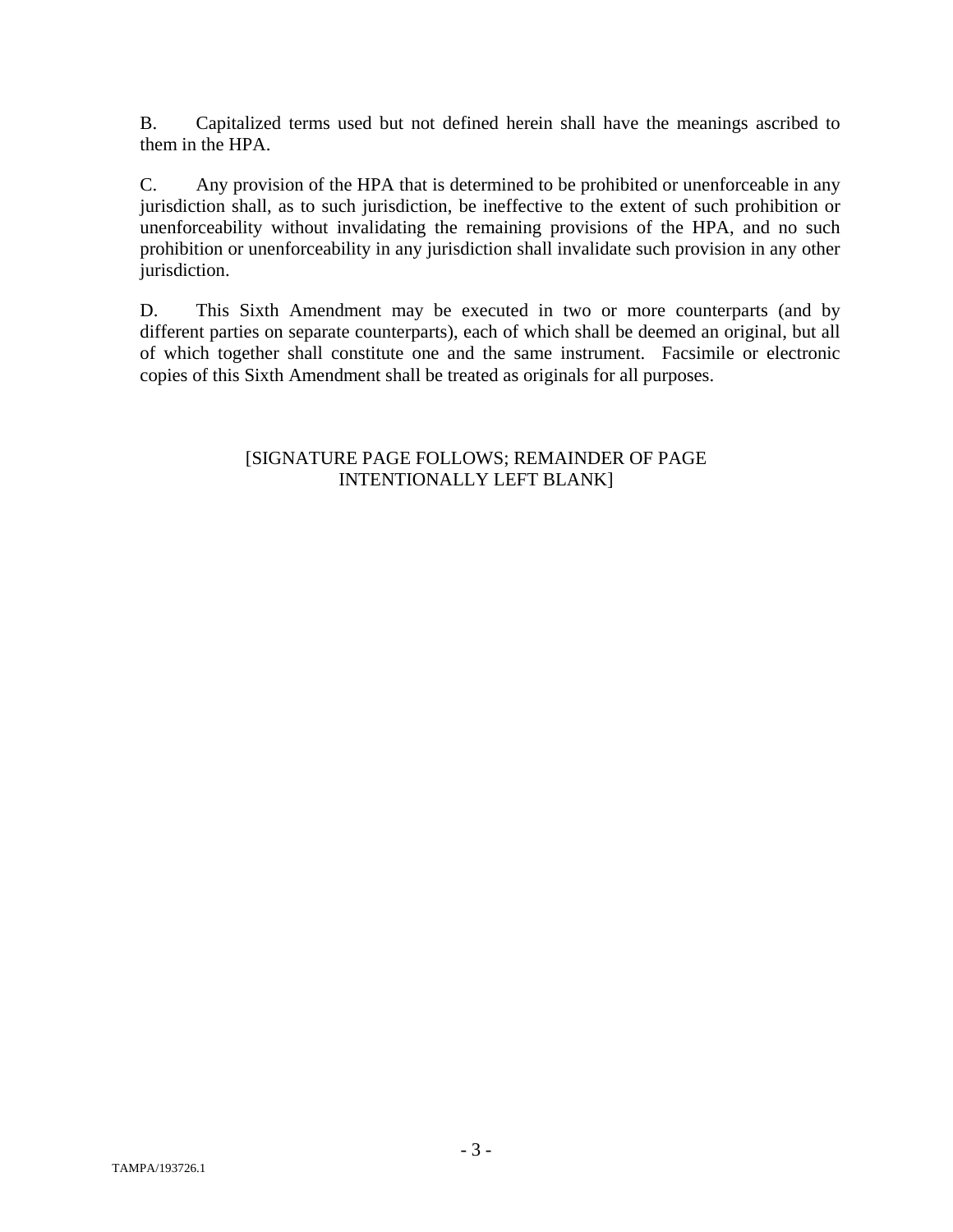B. Capitalized terms used but not defined herein shall have the meanings ascribed to them in the HPA.

C. Any provision of the HPA that is determined to be prohibited or unenforceable in any jurisdiction shall, as to such jurisdiction, be ineffective to the extent of such prohibition or unenforceability without invalidating the remaining provisions of the HPA, and no such prohibition or unenforceability in any jurisdiction shall invalidate such provision in any other jurisdiction.

D. This Sixth Amendment may be executed in two or more counterparts (and by different parties on separate counterparts), each of which shall be deemed an original, but all of which together shall constitute one and the same instrument. Facsimile or electronic copies of this Sixth Amendment shall be treated as originals for all purposes.

[SIGNATURE PAGE FOLLOWS; REMAINDER OF PAGE INTENTIONALLY LEFT BLANK]

TAMPA/193726.1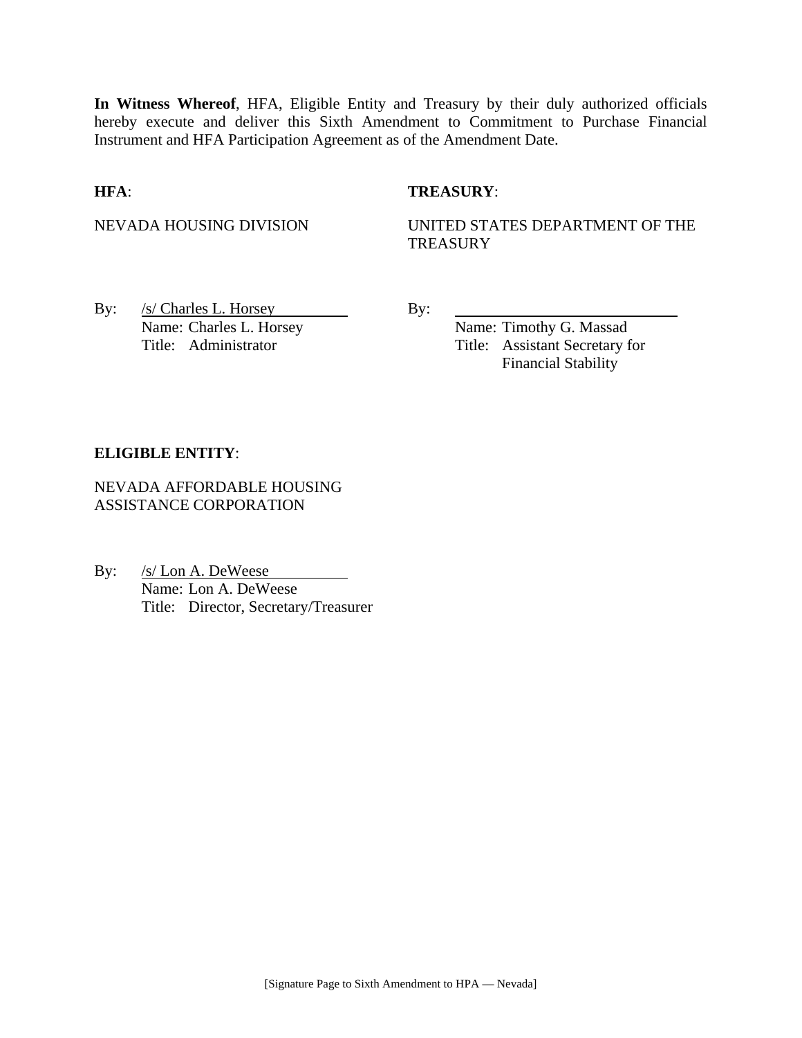**In Witness Whereof**, HFA, Eligible Entity and Treasury by their duly authorized officials hereby execute and deliver this Sixth Amendment to Commitment to Purchase Financial Instrument and HFA Participation Agreement as of the Amendment Date.

**HFA**:

NEVADA HOUSING DIVISION

By: /s/ Charles L. Horsey
Name: Charles L. Horsey
Title: Administrator

**TREASURY**:

UNITED STATES DEPARTMENT OF THE TREASURY

By: ______________________________
Name: Timothy G. Massad
Title: Assistant Secretary for Financial Stability

**ELIGIBLE ENTITY**:

NEVADA AFFORDABLE HOUSING ASSISTANCE CORPORATION

By: /s/ Lon A. DeWeese
Name: Lon A. DeWeese
Title: Director, Secretary/Treasurer

[Signature Page to Sixth Amendment to HPA — Nevada]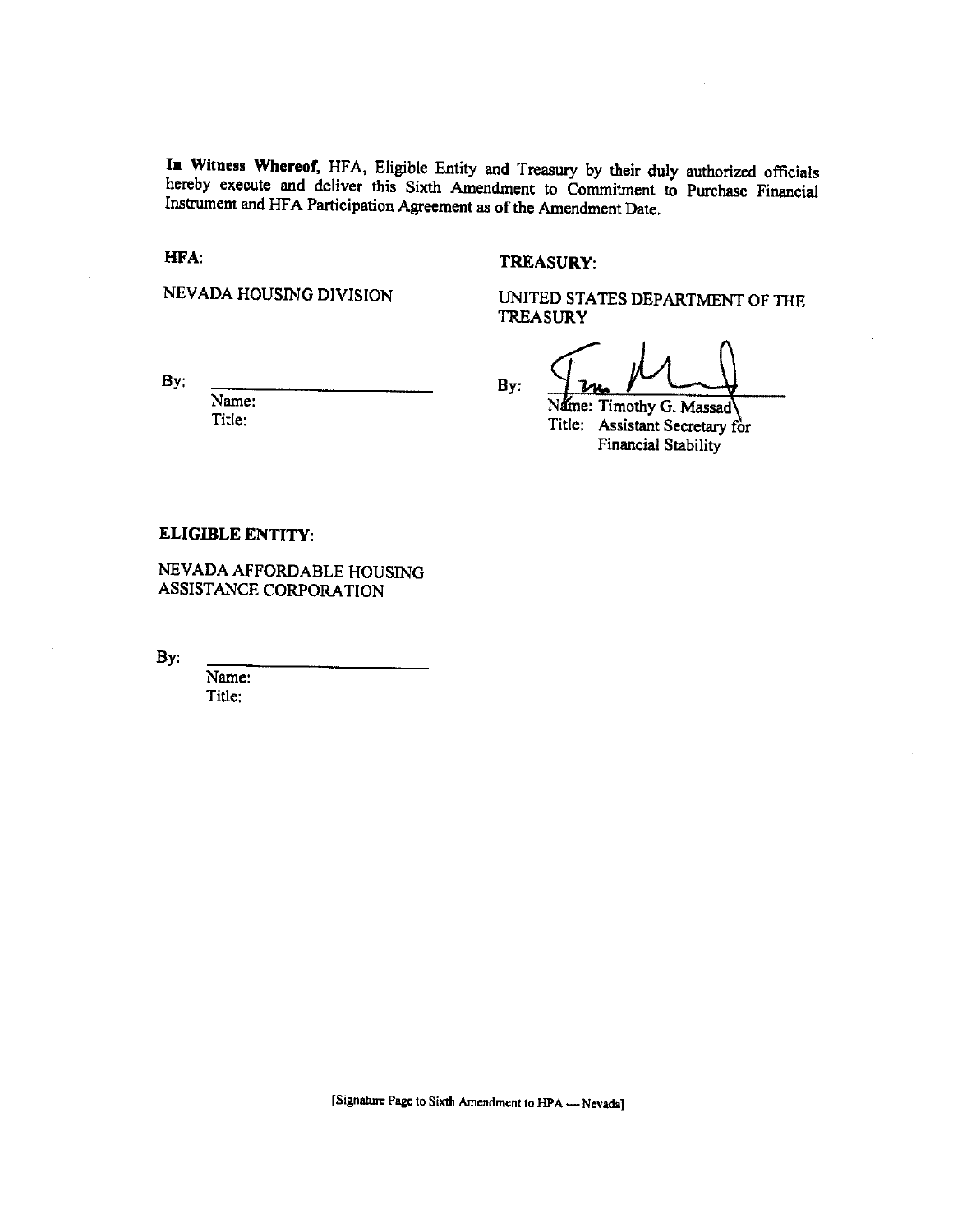**In Witness Whereof,** HFA, Eligible Entity and Treasury by their duly authorized officials hereby execute and deliver this Sixth Amendment to Commitment to Purchase Financial Instrument and HFA Participation Agreement as of the Amendment Date.

**HFA:**

NEVADA HOUSING DIVISION

By: \_\_\_\_\_\_\_\_\_\_\_\_\_\_\_\_\_\_\_\_\_\_\_\_
Name:
Title:

**TREASURY:**

UNITED STATES DEPARTMENT OF THE TREASURY

By: \_\_\_\_\_\_\_\_\_\_\_\_\_\_\_\_\_\_\_\_\_\_\_\_
Name: Timothy G. Massad
Title: Assistant Secretary for Financial Stability

**ELIGIBLE ENTITY:**

NEVADA AFFORDABLE HOUSING ASSISTANCE CORPORATION

By: \_\_\_\_\_\_\_\_\_\_\_\_\_\_\_\_\_\_\_\_\_\_\_\_
Name:
Title:

[Signature Page to Sixth Amendment to HPA — Nevada]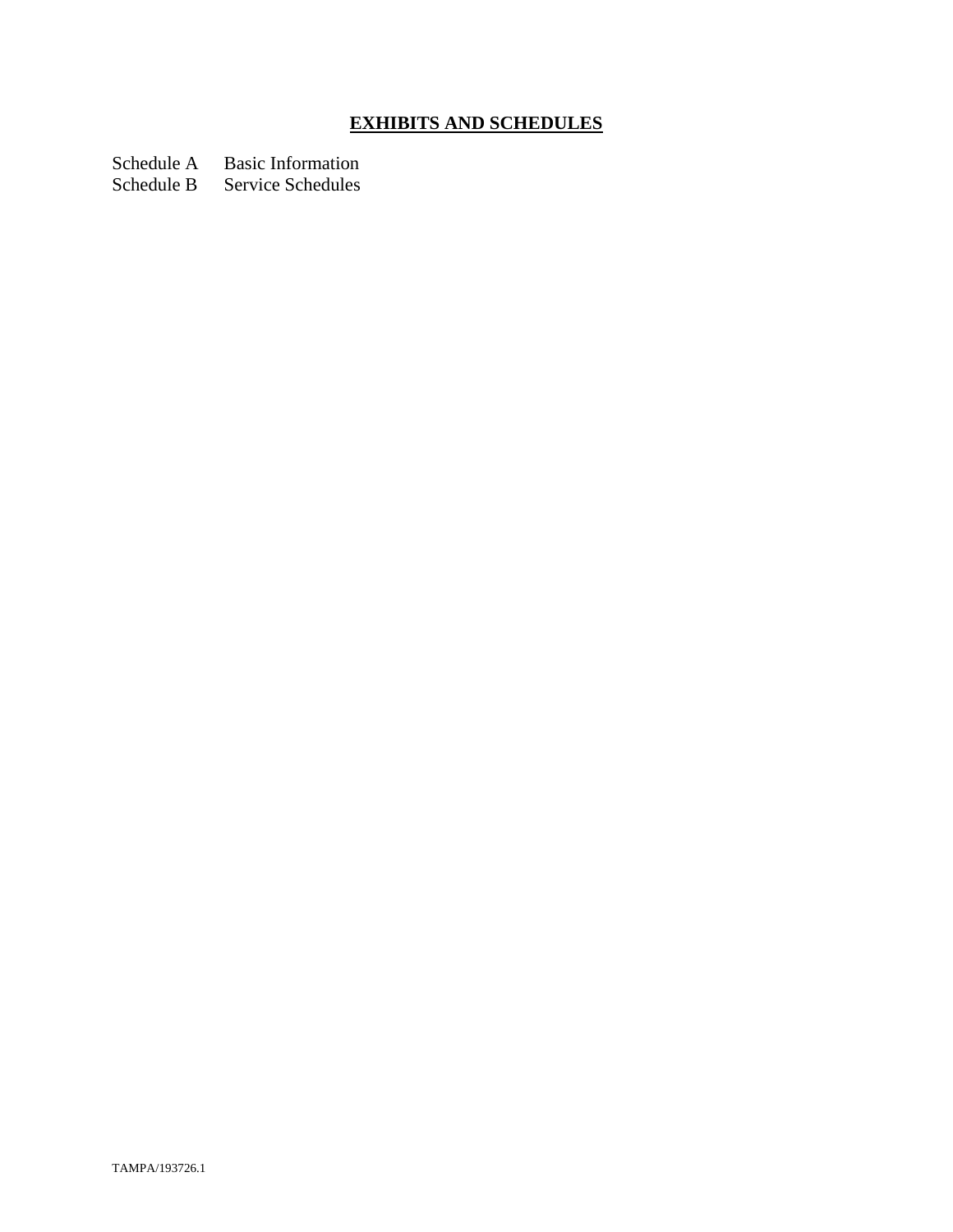# **EXHIBITS AND SCHEDULES**

| | |
|---|---|
| Schedule A | Basic Information |
| Schedule B | Service Schedules |

TAMPA/193726.1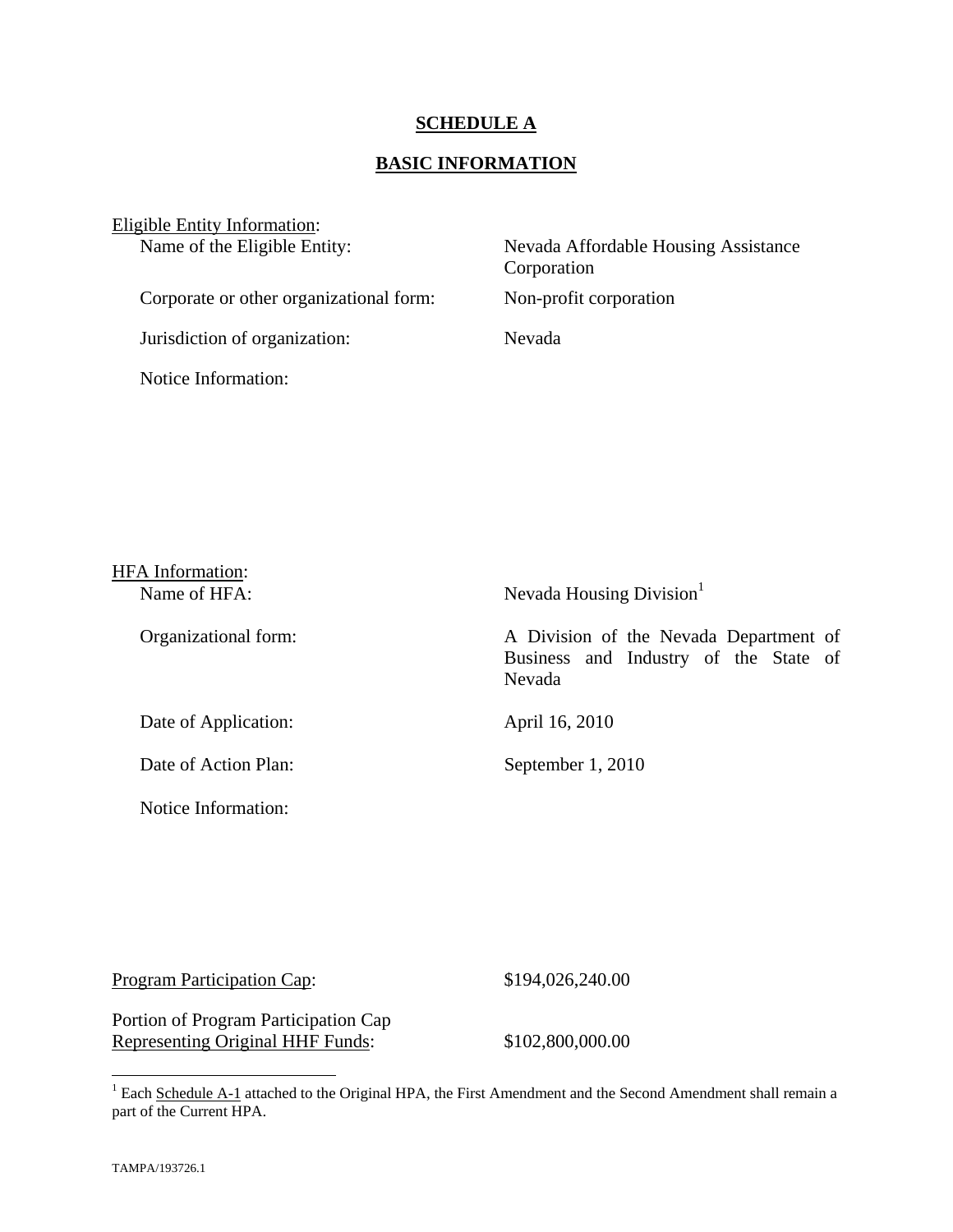**SCHEDULE A**

**BASIC INFORMATION**

Eligible Entity Information:

| | |
|---|---|
| Name of the Eligible Entity: | Nevada Affordable Housing Assistance Corporation |
| Corporate or other organizational form: | Non-profit corporation |
| Jurisdiction of organization: | Nevada |
| Notice Information: | |

HFA Information:

| | |
|---|---|
| Name of HFA: | Nevada Housing Division[1] |
| Organizational form: | A Division of the Nevada Department of Business and Industry of the State of Nevada |
| Date of Application: | April 16, 2010 |
| Date of Action Plan: | September 1, 2010 |
| Notice Information: | |

| | |
|---|---|
| Program Participation Cap: | $194,026,240.00 |
| Portion of Program Participation Cap Representing Original HHF Funds: | $102,800,000.00 |

[1] Each Schedule A-1 attached to the Original HPA, the First Amendment and the Second Amendment shall remain a part of the Current HPA.

TAMPA/193726.1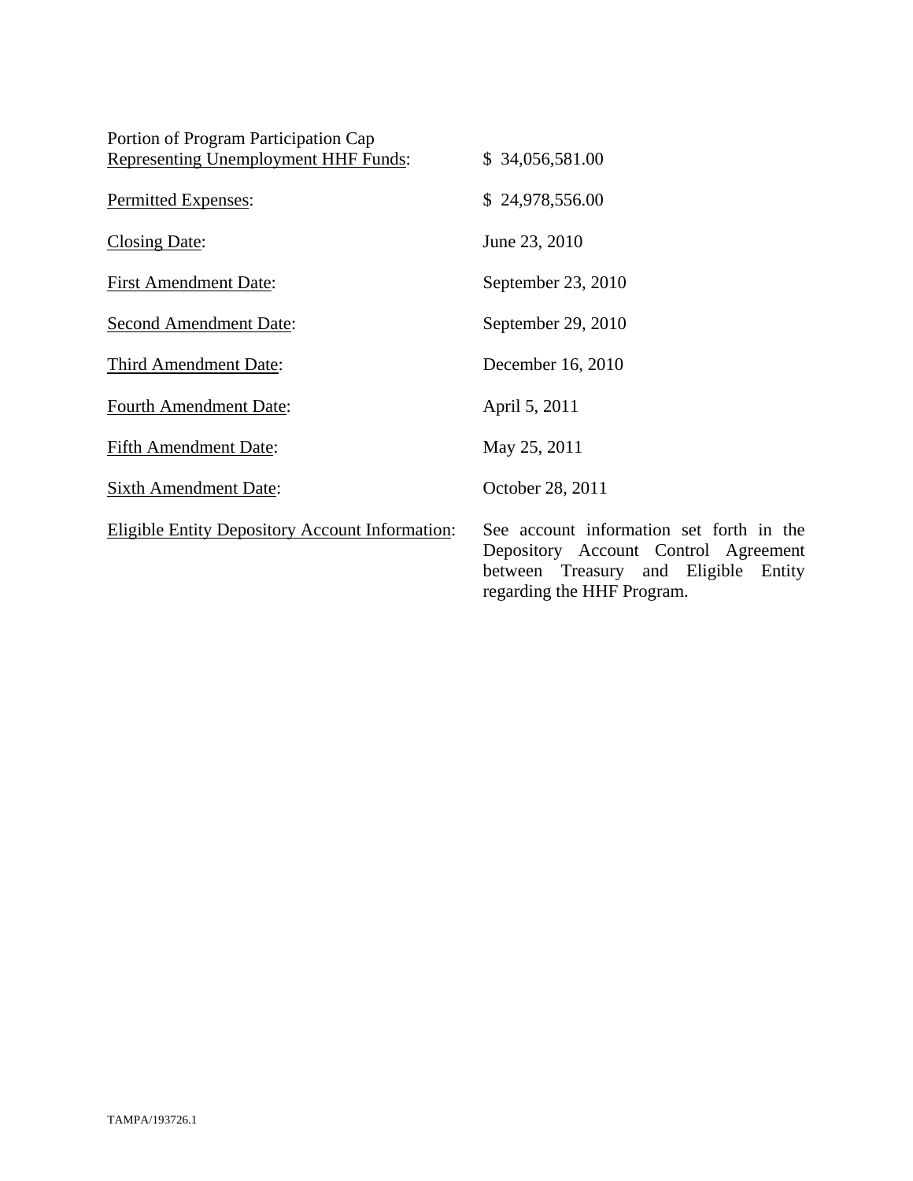| | |
|---|---|
| Portion of Program Participation Cap Representing Unemployment HHF Funds: | $ 34,056,581.00 |
| Permitted Expenses: | $ 24,978,556.00 |
| Closing Date: | June 23, 2010 |
| First Amendment Date: | September 23, 2010 |
| Second Amendment Date: | September 29, 2010 |
| Third Amendment Date: | December 16, 2010 |
| Fourth Amendment Date: | April 5, 2011 |
| Fifth Amendment Date: | May 25, 2011 |
| Sixth Amendment Date: | October 28, 2011 |
| Eligible Entity Depository Account Information: | See account information set forth in the Depository Account Control Agreement between Treasury and Eligible Entity regarding the HHF Program. |

TAMPA/193726.1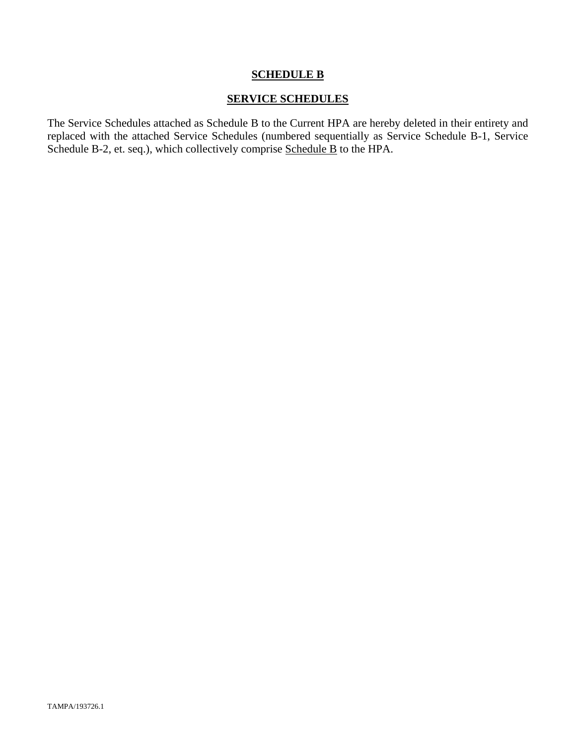## SCHEDULE B

## SERVICE SCHEDULES

The Service Schedules attached as Schedule B to the Current HPA are hereby deleted in their entirety and replaced with the attached Service Schedules (numbered sequentially as Service Schedule B-1, Service Schedule B-2, et. seq.), which collectively comprise Schedule B to the HPA.

TAMPA/193726.1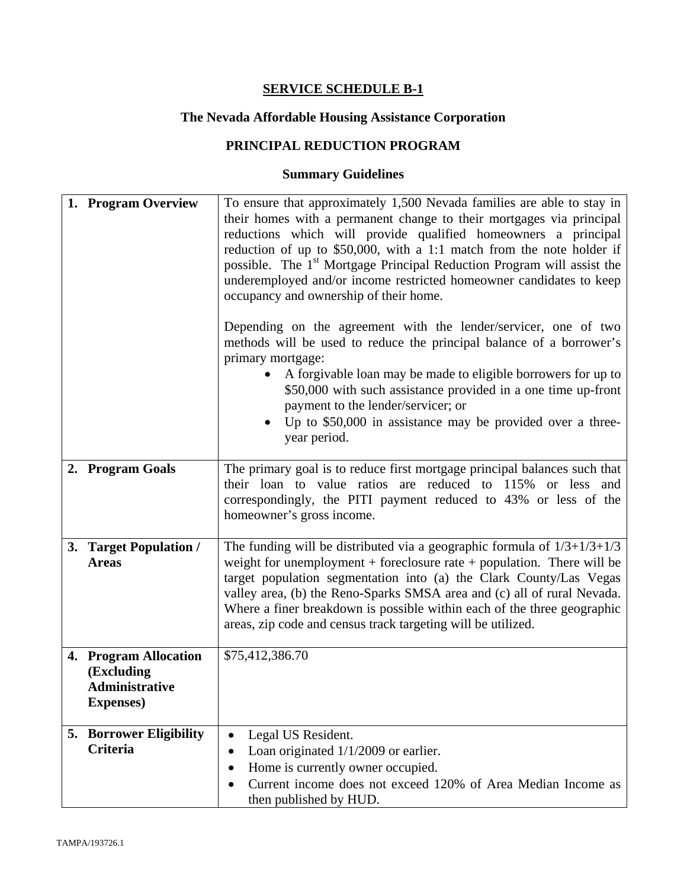# SERVICE SCHEDULE B-1

## The Nevada Affordable Housing Assistance Corporation

## PRINCIPAL REDUCTION PROGRAM

### Summary Guidelines

| | |
|---|---|
| **1. Program Overview** | To ensure that approximately 1,500 Nevada families are able to stay in their homes with a permanent change to their mortgages via principal reductions which will provide qualified homeowners a principal reduction of up to $50,000, with a 1:1 match from the note holder if possible. The 1st Mortgage Principal Reduction Program will assist the underemployed and/or income restricted homeowner candidates to keep occupancy and ownership of their home.<br><br>Depending on the agreement with the lender/servicer, one of two methods will be used to reduce the principal balance of a borrower's primary mortgage:<br>• A forgivable loan may be made to eligible borrowers for up to $50,000 with such assistance provided in a one time up-front payment to the lender/servicer; or<br>• Up to $50,000 in assistance may be provided over a three-year period. |
| **2. Program Goals** | The primary goal is to reduce first mortgage principal balances such that their loan to value ratios are reduced to 115% or less and correspondingly, the PITI payment reduced to 43% or less of the homeowner's gross income. |
| **3. Target Population / Areas** | The funding will be distributed via a geographic formula of 1/3+1/3+1/3 weight for unemployment + foreclosure rate + population. There will be target population segmentation into (a) the Clark County/Las Vegas valley area, (b) the Reno-Sparks SMSA area and (c) all of rural Nevada. Where a finer breakdown is possible within each of the three geographic areas, zip code and census track targeting will be utilized. |
| **4. Program Allocation (Excluding Administrative Expenses)** | $75,412,386.70 |
| **5. Borrower Eligibility Criteria** | • Legal US Resident.<br>• Loan originated 1/1/2009 or earlier.<br>• Home is currently owner occupied.<br>• Current income does not exceed 120% of Area Median Income as then published by HUD. |

TAMPA/193726.1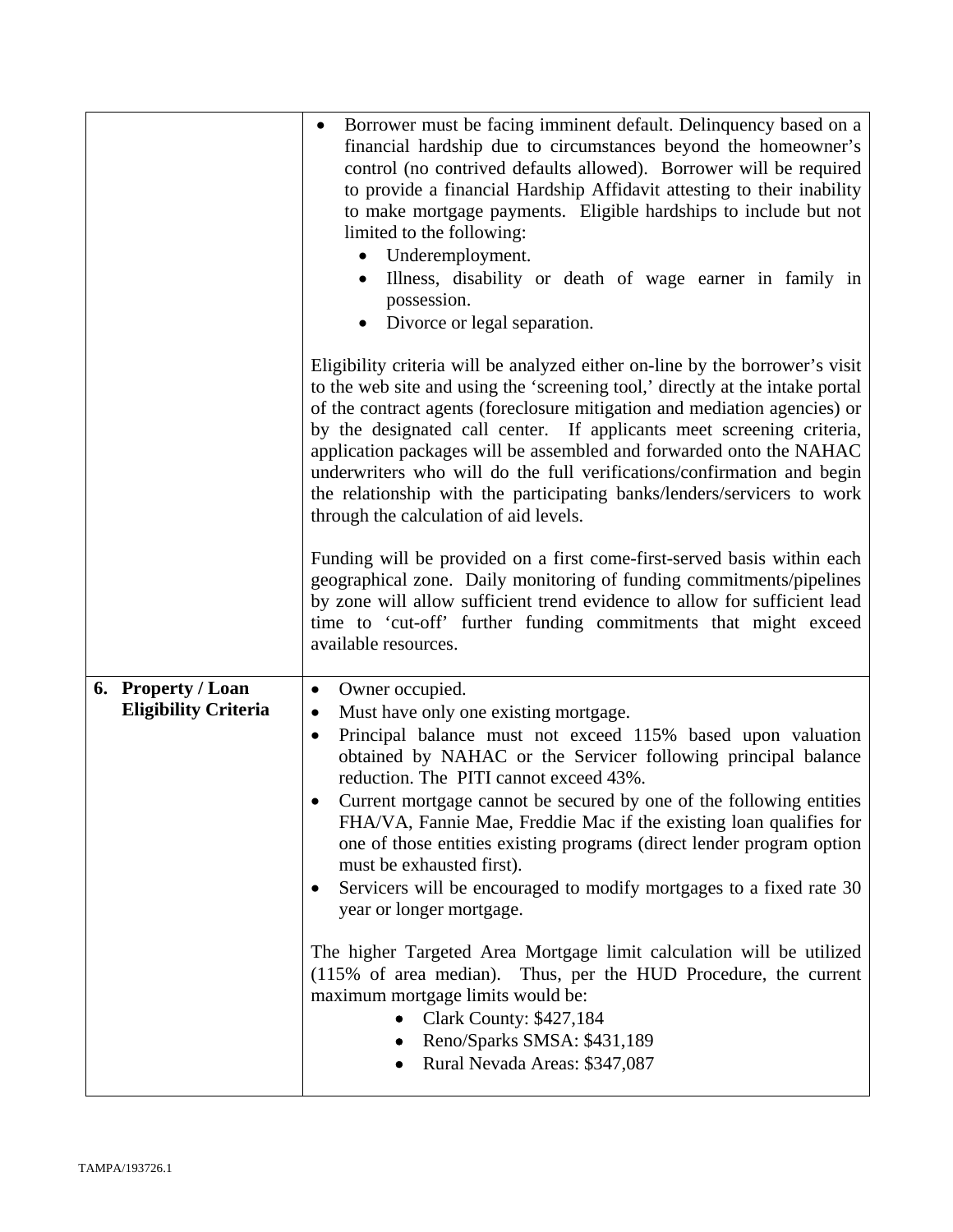| | |
|---|---|
| | • Borrower must be facing imminent default. Delinquency based on a financial hardship due to circumstances beyond the homeowner's control (no contrived defaults allowed). Borrower will be required to provide a financial Hardship Affidavit attesting to their inability to make mortgage payments. Eligible hardships to include but not limited to the following:<br>  ◦ Underemployment.<br>  ◦ Illness, disability or death of wage earner in family in possession.<br>  ◦ Divorce or legal separation.<br><br>Eligibility criteria will be analyzed either on-line by the borrower's visit to the web site and using the 'screening tool,' directly at the intake portal of the contract agents (foreclosure mitigation and mediation agencies) or by the designated call center. If applicants meet screening criteria, application packages will be assembled and forwarded onto the NAHAC underwriters who will do the full verifications/confirmation and begin the relationship with the participating banks/lenders/servicers to work through the calculation of aid levels.<br><br>Funding will be provided on a first come-first-served basis within each geographical zone. Daily monitoring of funding commitments/pipelines by zone will allow sufficient trend evidence to allow for sufficient lead time to 'cut-off' further funding commitments that might exceed available resources. |
| **6. Property / Loan Eligibility Criteria** | • Owner occupied.<br>• Must have only one existing mortgage.<br>• Principal balance must not exceed 115% based upon valuation obtained by NAHAC or the Servicer following principal balance reduction. The PITI cannot exceed 43%.<br>• Current mortgage cannot be secured by one of the following entities FHA/VA, Fannie Mae, Freddie Mac if the existing loan qualifies for one of those entities existing programs (direct lender program option must be exhausted first).<br>• Servicers will be encouraged to modify mortgages to a fixed rate 30 year or longer mortgage.<br><br>The higher Targeted Area Mortgage limit calculation will be utilized (115% of area median). Thus, per the HUD Procedure, the current maximum mortgage limits would be:<br>  ◦ Clark County: $427,184<br>  ◦ Reno/Sparks SMSA: $431,189<br>  ◦ Rural Nevada Areas: $347,087 |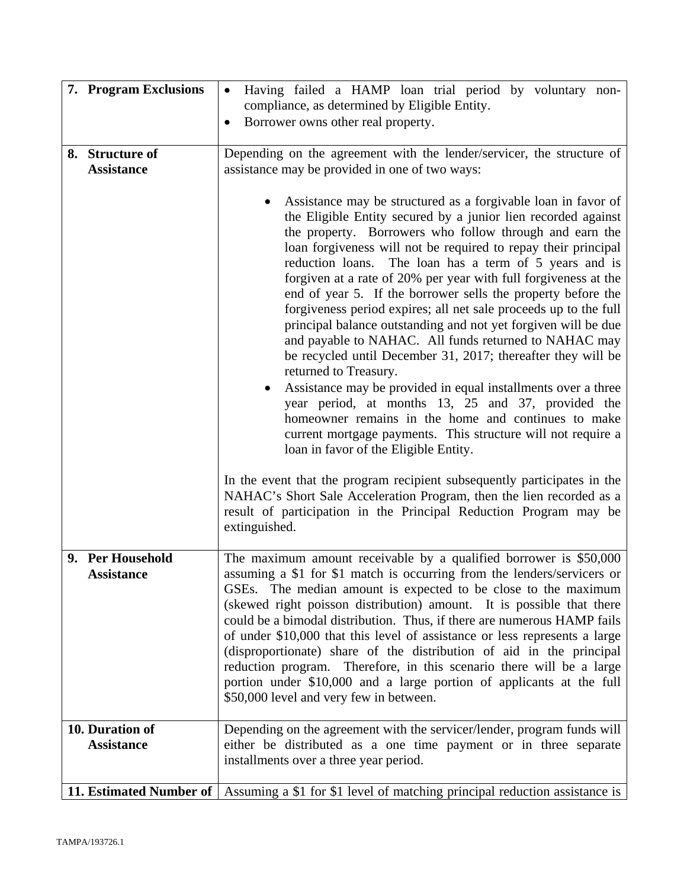| | |
|---|---|
| **7. Program Exclusions** | • Having failed a HAMP loan trial period by voluntary non-compliance, as determined by Eligible Entity.<br>• Borrower owns other real property. |
| **8. Structure of Assistance** | Depending on the agreement with the lender/servicer, the structure of assistance may be provided in one of two ways:<br><br>• Assistance may be structured as a forgivable loan in favor of the Eligible Entity secured by a junior lien recorded against the property. Borrowers who follow through and earn the loan forgiveness will not be required to repay their principal reduction loans. The loan has a term of 5 years and is forgiven at a rate of 20% per year with full forgiveness at the end of year 5. If the borrower sells the property before the forgiveness period expires; all net sale proceeds up to the full principal balance outstanding and not yet forgiven will be due and payable to NAHAC. All funds returned to NAHAC may be recycled until December 31, 2017; thereafter they will be returned to Treasury.<br>• Assistance may be provided in equal installments over a three year period, at months 13, 25 and 37, provided the homeowner remains in the home and continues to make current mortgage payments. This structure will not require a loan in favor of the Eligible Entity.<br><br>In the event that the program recipient subsequently participates in the NAHAC's Short Sale Acceleration Program, then the lien recorded as a result of participation in the Principal Reduction Program may be extinguished. |
| **9. Per Household Assistance** | The maximum amount receivable by a qualified borrower is $50,000 assuming a $1 for $1 match is occurring from the lenders/servicers or GSEs. The median amount is expected to be close to the maximum (skewed right poisson distribution) amount. It is possible that there could be a bimodal distribution. Thus, if there are numerous HAMP fails of under $10,000 that this level of assistance or less represents a large (disproportionate) share of the distribution of aid in the principal reduction program. Therefore, in this scenario there will be a large portion under $10,000 and a large portion of applicants at the full $50,000 level and very few in between. |
| **10. Duration of Assistance** | Depending on the agreement with the servicer/lender, program funds will either be distributed as a one time payment or in three separate installments over a three year period. |
| **11. Estimated Number of** | Assuming a $1 for $1 level of matching principal reduction assistance is |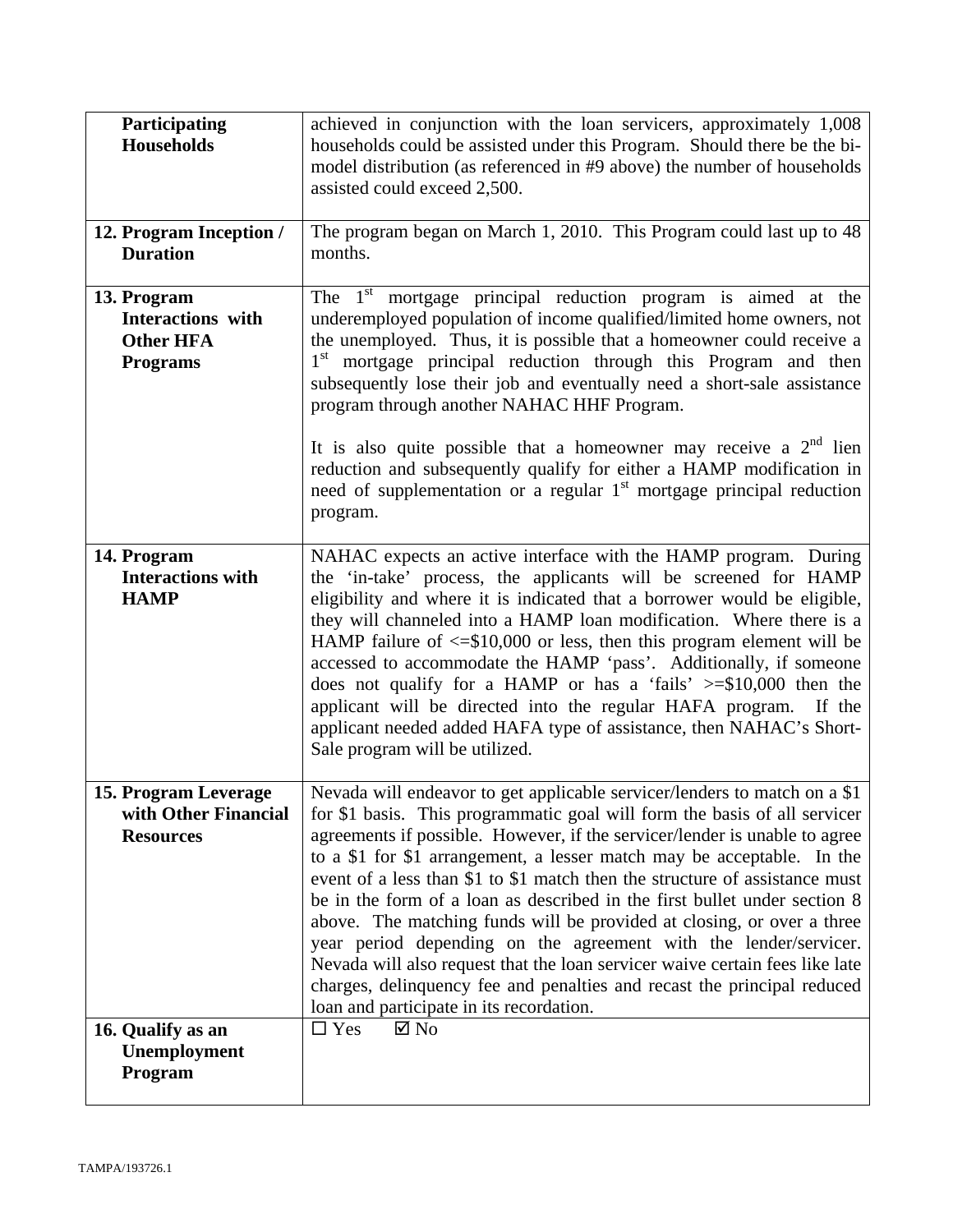| | |
|---|---|
| **Participating Households** | achieved in conjunction with the loan servicers, approximately 1,008 households could be assisted under this Program. Should there be the bi-model distribution (as referenced in #9 above) the number of households assisted could exceed 2,500. |
| **12. Program Inception / Duration** | The program began on March 1, 2010. This Program could last up to 48 months. |
| **13. Program Interactions with Other HFA Programs** | The 1st mortgage principal reduction program is aimed at the underemployed population of income qualified/limited home owners, not the unemployed. Thus, it is possible that a homeowner could receive a 1st mortgage principal reduction through this Program and then subsequently lose their job and eventually need a short-sale assistance program through another NAHAC HHF Program.<br><br>It is also quite possible that a homeowner may receive a 2nd lien reduction and subsequently qualify for either a HAMP modification in need of supplementation or a regular 1st mortgage principal reduction program. |
| **14. Program Interactions with HAMP** | NAHAC expects an active interface with the HAMP program. During the 'in-take' process, the applicants will be screened for HAMP eligibility and where it is indicated that a borrower would be eligible, they will channeled into a HAMP loan modification. Where there is a HAMP failure of <=$10,000 or less, then this program element will be accessed to accommodate the HAMP 'pass'. Additionally, if someone does not qualify for a HAMP or has a 'fails' >=$10,000 then the applicant will be directed into the regular HAFA program. If the applicant needed added HAFA type of assistance, then NAHAC's Short-Sale program will be utilized. |
| **15. Program Leverage with Other Financial Resources** | Nevada will endeavor to get applicable servicer/lenders to match on a $1 for $1 basis. This programmatic goal will form the basis of all servicer agreements if possible. However, if the servicer/lender is unable to agree to a $1 for $1 arrangement, a lesser match may be acceptable. In the event of a less than $1 to $1 match then the structure of assistance must be in the form of a loan as described in the first bullet under section 8 above. The matching funds will be provided at closing, or over a three year period depending on the agreement with the lender/servicer. Nevada will also request that the loan servicer waive certain fees like late charges, delinquency fee and penalties and recast the principal reduced loan and participate in its recordation. |
| **16. Qualify as an Unemployment Program** | ☐ Yes ☑ No |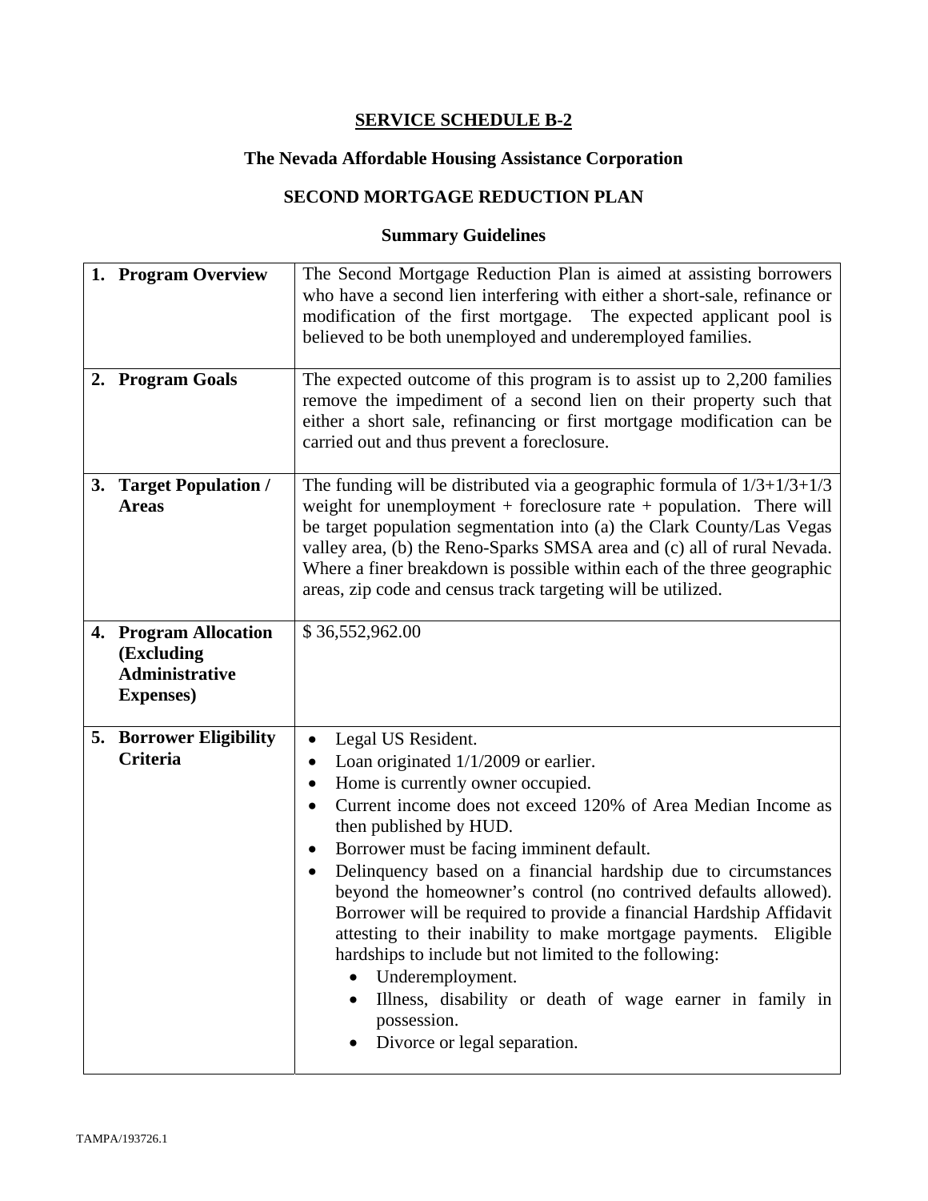# SERVICE SCHEDULE B-2

## The Nevada Affordable Housing Assistance Corporation

## SECOND MORTGAGE REDUCTION PLAN

### Summary Guidelines

| | |
|---|---|
| **1. Program Overview** | The Second Mortgage Reduction Plan is aimed at assisting borrowers who have a second lien interfering with either a short-sale, refinance or modification of the first mortgage. The expected applicant pool is believed to be both unemployed and underemployed families. |
| **2. Program Goals** | The expected outcome of this program is to assist up to 2,200 families remove the impediment of a second lien on their property such that either a short sale, refinancing or first mortgage modification can be carried out and thus prevent a foreclosure. |
| **3. Target Population / Areas** | The funding will be distributed via a geographic formula of 1/3+1/3+1/3 weight for unemployment + foreclosure rate + population. There will be target population segmentation into (a) the Clark County/Las Vegas valley area, (b) the Reno-Sparks SMSA area and (c) all of rural Nevada. Where a finer breakdown is possible within each of the three geographic areas, zip code and census track targeting will be utilized. |
| **4. Program Allocation (Excluding Administrative Expenses)** | $ 36,552,962.00 |
| **5. Borrower Eligibility Criteria** | • Legal US Resident.<br>• Loan originated 1/1/2009 or earlier.<br>• Home is currently owner occupied.<br>• Current income does not exceed 120% of Area Median Income as then published by HUD.<br>• Borrower must be facing imminent default.<br>• Delinquency based on a financial hardship due to circumstances beyond the homeowner's control (no contrived defaults allowed). Borrower will be required to provide a financial Hardship Affidavit attesting to their inability to make mortgage payments. Eligible hardships to include but not limited to the following:<br>&nbsp;&nbsp;&nbsp;&nbsp;◦ Underemployment.<br>&nbsp;&nbsp;&nbsp;&nbsp;◦ Illness, disability or death of wage earner in family in possession.<br>&nbsp;&nbsp;&nbsp;&nbsp;◦ Divorce or legal separation. |

TAMPA/193726.1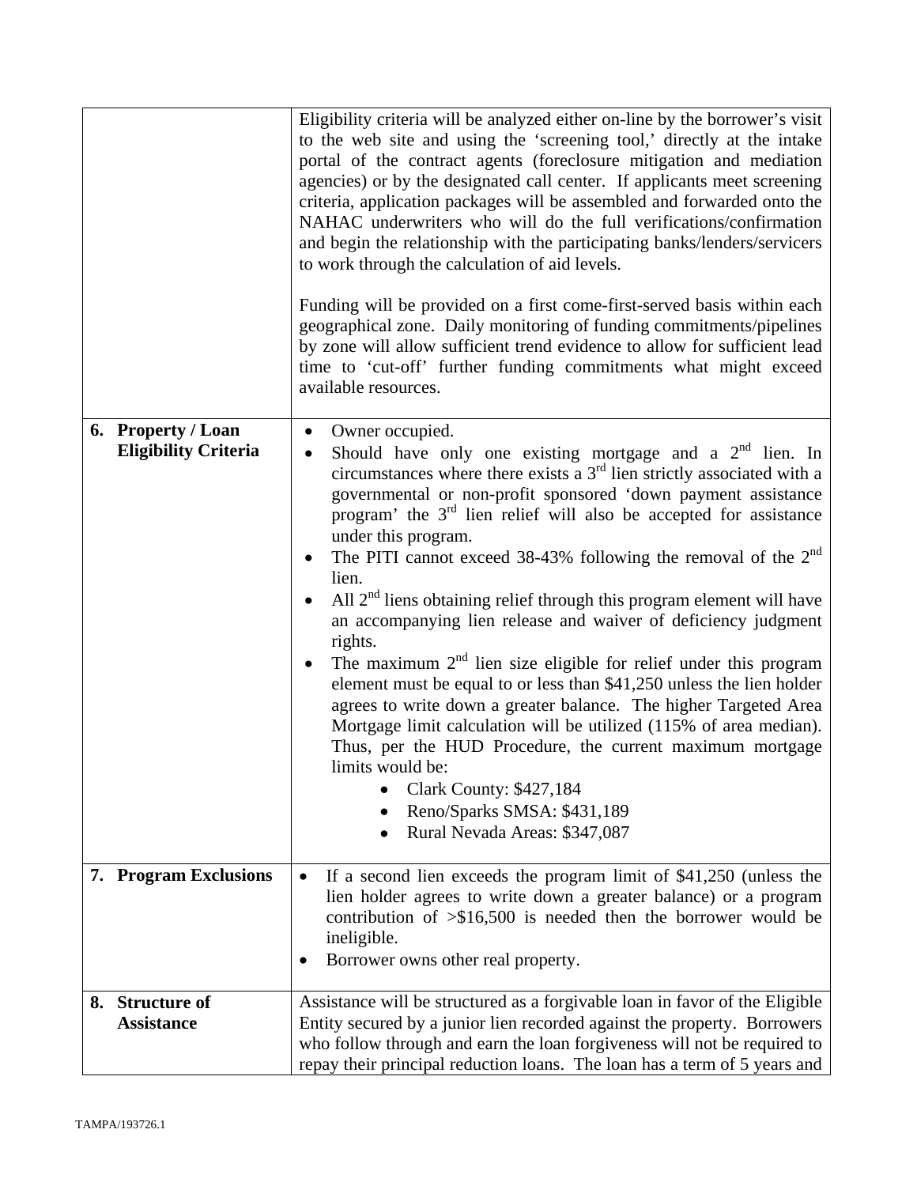| | |
|---|---|
| | Eligibility criteria will be analyzed either on-line by the borrower's visit to the web site and using the 'screening tool,' directly at the intake portal of the contract agents (foreclosure mitigation and mediation agencies) or by the designated call center. If applicants meet screening criteria, application packages will be assembled and forwarded onto the NAHAC underwriters who will do the full verifications/confirmation and begin the relationship with the participating banks/lenders/servicers to work through the calculation of aid levels.<br><br>Funding will be provided on a first come-first-served basis within each geographical zone. Daily monitoring of funding commitments/pipelines by zone will allow sufficient trend evidence to allow for sufficient lead time to 'cut-off' further funding commitments what might exceed available resources. |
| **6. Property / Loan Eligibility Criteria** | • Owner occupied.<br>• Should have only one existing mortgage and a 2nd lien. In circumstances where there exists a 3rd lien strictly associated with a governmental or non-profit sponsored 'down payment assistance program' the 3rd lien relief will also be accepted for assistance under this program.<br>• The PITI cannot exceed 38-43% following the removal of the 2nd lien.<br>• All 2nd liens obtaining relief through this program element will have an accompanying lien release and waiver of deficiency judgment rights.<br>• The maximum 2nd lien size eligible for relief under this program element must be equal to or less than \$41,250 unless the lien holder agrees to write down a greater balance. The higher Targeted Area Mortgage limit calculation will be utilized (115% of area median). Thus, per the HUD Procedure, the current maximum mortgage limits would be:<br>&nbsp;&nbsp;&nbsp;&nbsp;• Clark County: \$427,184<br>&nbsp;&nbsp;&nbsp;&nbsp;• Reno/Sparks SMSA: \$431,189<br>&nbsp;&nbsp;&nbsp;&nbsp;• Rural Nevada Areas: \$347,087 |
| **7. Program Exclusions** | • If a second lien exceeds the program limit of \$41,250 (unless the lien holder agrees to write down a greater balance) or a program contribution of >\$16,500 is needed then the borrower would be ineligible.<br>• Borrower owns other real property. |
| **8. Structure of Assistance** | Assistance will be structured as a forgivable loan in favor of the Eligible Entity secured by a junior lien recorded against the property. Borrowers who follow through and earn the loan forgiveness will not be required to repay their principal reduction loans. The loan has a term of 5 years and |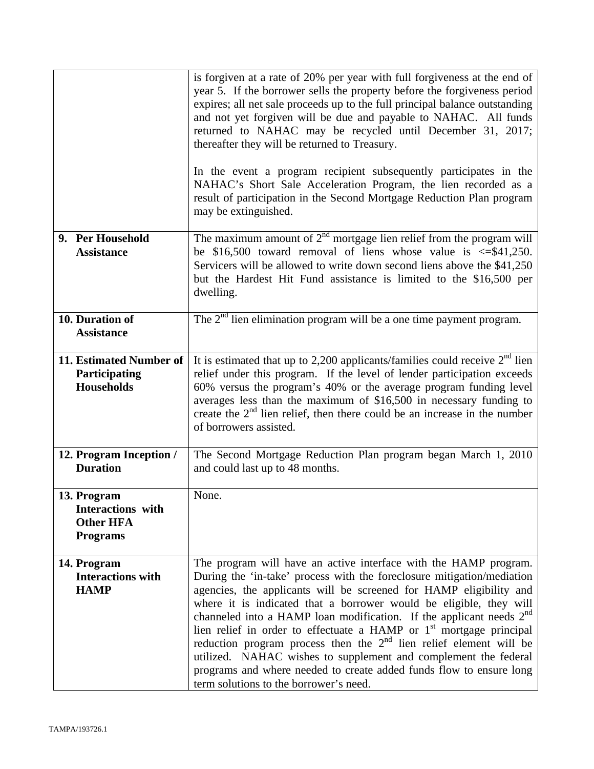| | |
|---|---|
| | is forgiven at a rate of 20% per year with full forgiveness at the end of year 5. If the borrower sells the property before the forgiveness period expires; all net sale proceeds up to the full principal balance outstanding and not yet forgiven will be due and payable to NAHAC. All funds returned to NAHAC may be recycled until December 31, 2017; thereafter they will be returned to Treasury.<br><br>In the event a program recipient subsequently participates in the NAHAC's Short Sale Acceleration Program, the lien recorded as a result of participation in the Second Mortgage Reduction Plan program may be extinguished. |
| **9. Per Household Assistance** | The maximum amount of 2[nd] mortgage lien relief from the program will be $16,500 toward removal of liens whose value is <=$41,250. Servicers will be allowed to write down second liens above the $41,250 but the Hardest Hit Fund assistance is limited to the $16,500 per dwelling. |
| **10. Duration of Assistance** | The 2[nd] lien elimination program will be a one time payment program. |
| **11. Estimated Number of Participating Households** | It is estimated that up to 2,200 applicants/families could receive 2[nd] lien relief under this program. If the level of lender participation exceeds 60% versus the program's 40% or the average program funding level averages less than the maximum of $16,500 in necessary funding to create the 2[nd] lien relief, then there could be an increase in the number of borrowers assisted. |
| **12. Program Inception / Duration** | The Second Mortgage Reduction Plan program began March 1, 2010 and could last up to 48 months. |
| **13. Program Interactions with Other HFA Programs** | None. |
| **14. Program Interactions with HAMP** | The program will have an active interface with the HAMP program. During the 'in-take' process with the foreclosure mitigation/mediation agencies, the applicants will be screened for HAMP eligibility and where it is indicated that a borrower would be eligible, they will channeled into a HAMP loan modification. If the applicant needs 2[nd] lien relief in order to effectuate a HAMP or 1[st] mortgage principal reduction program process then the 2[nd] lien relief element will be utilized. NAHAC wishes to supplement and complement the federal programs and where needed to create added funds flow to ensure long term solutions to the borrower's need. |

TAMPA/193726.1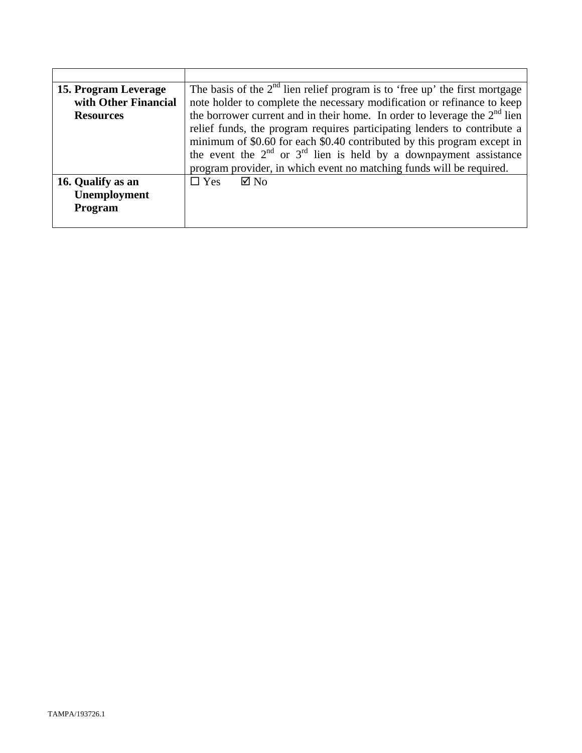| | |
|---|---|
| **15. Program Leverage with Other Financial Resources** | The basis of the 2nd lien relief program is to 'free up' the first mortgage note holder to complete the necessary modification or refinance to keep the borrower current and in their home. In order to leverage the 2nd lien relief funds, the program requires participating lenders to contribute a minimum of $0.60 for each $0.40 contributed by this program except in the event the 2nd or 3rd lien is held by a downpayment assistance program provider, in which event no matching funds will be required. |
| **16. Qualify as an Unemployment Program** | ☐ Yes ☑ No |

TAMPA/193726.1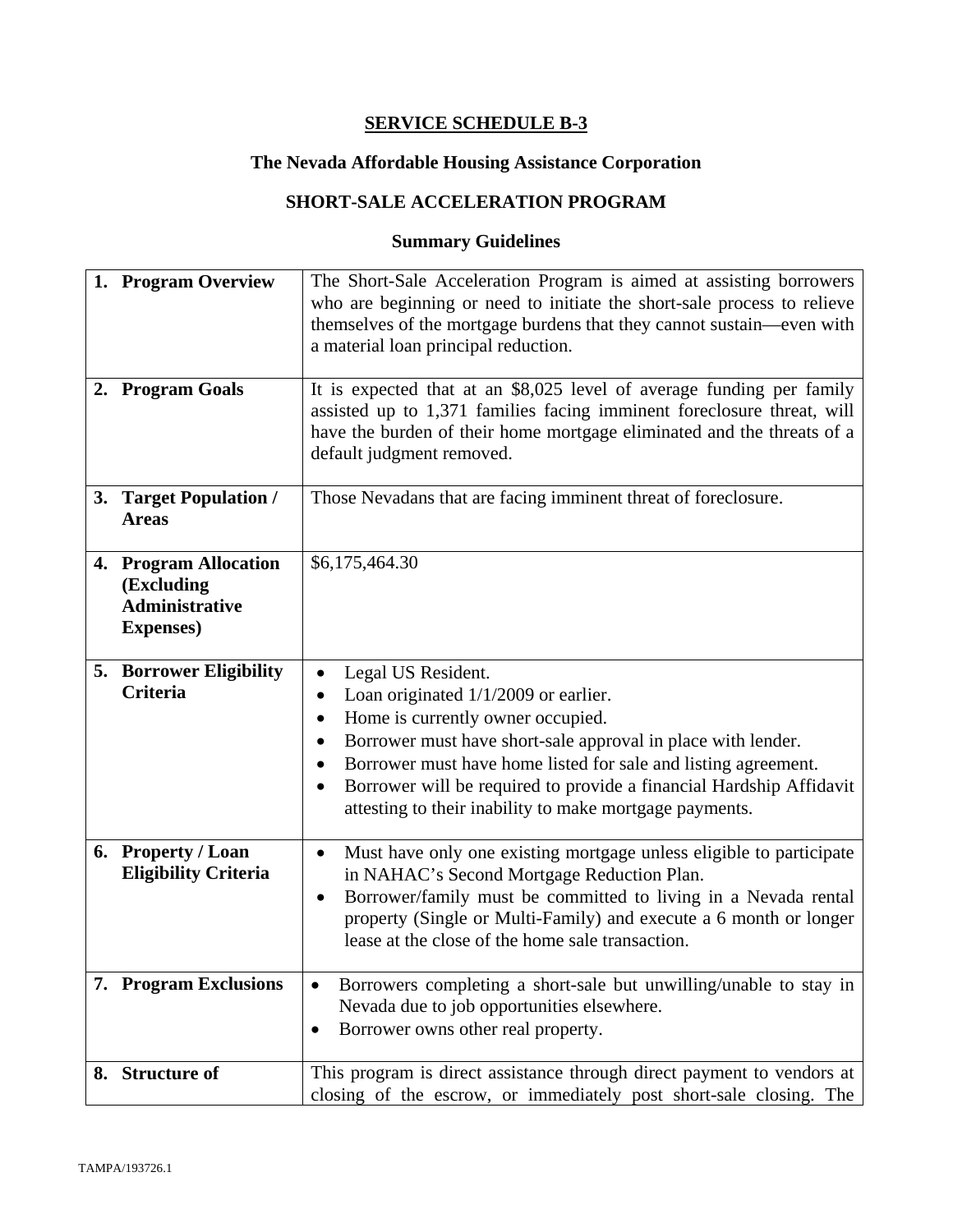**SERVICE SCHEDULE B-3**

**The Nevada Affordable Housing Assistance Corporation**

**SHORT-SALE ACCELERATION PROGRAM**

**Summary Guidelines**

| | |
|---|---|
| **1. Program Overview** | The Short-Sale Acceleration Program is aimed at assisting borrowers who are beginning or need to initiate the short-sale process to relieve themselves of the mortgage burdens that they cannot sustain—even with a material loan principal reduction. |
| **2. Program Goals** | It is expected that at an $8,025 level of average funding per family assisted up to 1,371 families facing imminent foreclosure threat, will have the burden of their home mortgage eliminated and the threats of a default judgment removed. |
| **3. Target Population / Areas** | Those Nevadans that are facing imminent threat of foreclosure. |
| **4. Program Allocation (Excluding Administrative Expenses)** | $6,175,464.30 |
| **5. Borrower Eligibility Criteria** | • Legal US Resident.<br>• Loan originated 1/1/2009 or earlier.<br>• Home is currently owner occupied.<br>• Borrower must have short-sale approval in place with lender.<br>• Borrower must have home listed for sale and listing agreement.<br>• Borrower will be required to provide a financial Hardship Affidavit attesting to their inability to make mortgage payments. |
| **6. Property / Loan Eligibility Criteria** | • Must have only one existing mortgage unless eligible to participate in NAHAC's Second Mortgage Reduction Plan.<br>• Borrower/family must be committed to living in a Nevada rental property (Single or Multi-Family) and execute a 6 month or longer lease at the close of the home sale transaction. |
| **7. Program Exclusions** | • Borrowers completing a short-sale but unwilling/unable to stay in Nevada due to job opportunities elsewhere.<br>• Borrower owns other real property. |
| **8. Structure of** | This program is direct assistance through direct payment to vendors at closing of the escrow, or immediately post short-sale closing. The |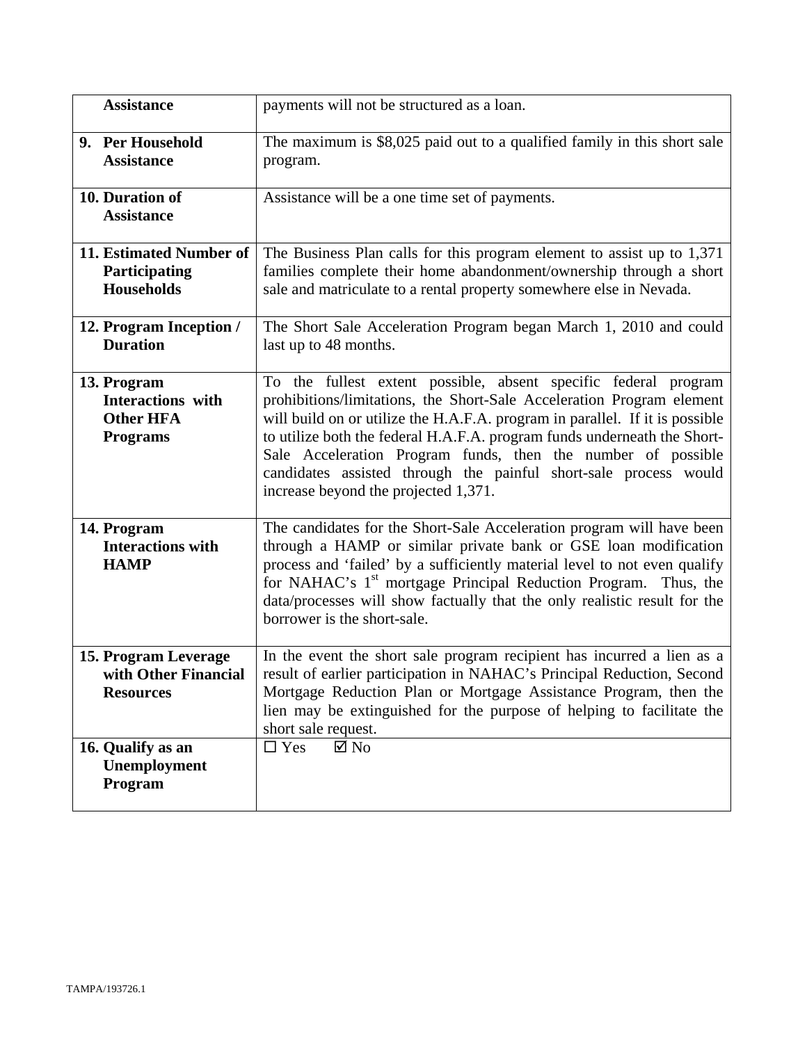| | |
|---|---|
| **Assistance** | payments will not be structured as a loan. |
| **9. Per Household Assistance** | The maximum is $8,025 paid out to a qualified family in this short sale program. |
| **10. Duration of Assistance** | Assistance will be a one time set of payments. |
| **11. Estimated Number of Participating Households** | The Business Plan calls for this program element to assist up to 1,371 families complete their home abandonment/ownership through a short sale and matriculate to a rental property somewhere else in Nevada. |
| **12. Program Inception / Duration** | The Short Sale Acceleration Program began March 1, 2010 and could last up to 48 months. |
| **13. Program Interactions with Other HFA Programs** | To the fullest extent possible, absent specific federal program prohibitions/limitations, the Short-Sale Acceleration Program element will build on or utilize the H.A.F.A. program in parallel. If it is possible to utilize both the federal H.A.F.A. program funds underneath the Short-Sale Acceleration Program funds, then the number of possible candidates assisted through the painful short-sale process would increase beyond the projected 1,371. |
| **14. Program Interactions with HAMP** | The candidates for the Short-Sale Acceleration program will have been through a HAMP or similar private bank or GSE loan modification process and 'failed' by a sufficiently material level to not even qualify for NAHAC's 1st mortgage Principal Reduction Program. Thus, the data/processes will show factually that the only realistic result for the borrower is the short-sale. |
| **15. Program Leverage with Other Financial Resources** | In the event the short sale program recipient has incurred a lien as a result of earlier participation in NAHAC's Principal Reduction, Second Mortgage Reduction Plan or Mortgage Assistance Program, then the lien may be extinguished for the purpose of helping to facilitate the short sale request. |
| **16. Qualify as an Unemployment Program** | ☐ Yes ☑ No |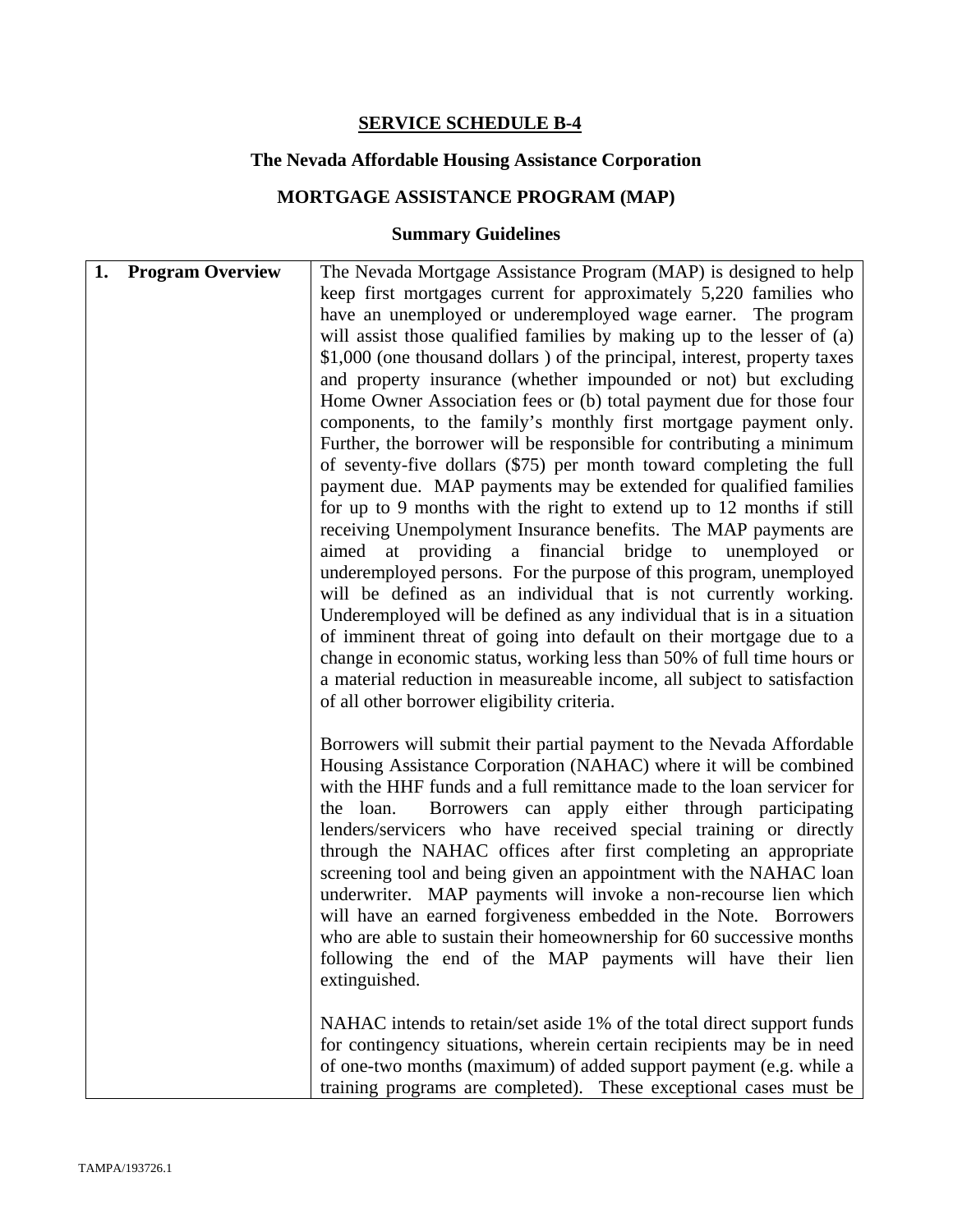## SERVICE SCHEDULE B-4

### The Nevada Affordable Housing Assistance Corporation

### MORTGAGE ASSISTANCE PROGRAM (MAP)

### Summary Guidelines

| | |
|---|---|
| **1. Program Overview** | The Nevada Mortgage Assistance Program (MAP) is designed to help keep first mortgages current for approximately 5,220 families who have an unemployed or underemployed wage earner. The program will assist those qualified families by making up to the lesser of (a) $1,000 (one thousand dollars ) of the principal, interest, property taxes and property insurance (whether impounded or not) but excluding Home Owner Association fees or (b) total payment due for those four components, to the family's monthly first mortgage payment only. Further, the borrower will be responsible for contributing a minimum of seventy-five dollars ($75) per month toward completing the full payment due. MAP payments may be extended for qualified families for up to 9 months with the right to extend up to 12 months if still receiving Unempolyment Insurance benefits. The MAP payments are aimed at providing a financial bridge to unemployed or underemployed persons. For the purpose of this program, unemployed will be defined as an individual that is not currently working. Underemployed will be defined as any individual that is in a situation of imminent threat of going into default on their mortgage due to a change in economic status, working less than 50% of full time hours or a material reduction in measureable income, all subject to satisfaction of all other borrower eligibility criteria.<br><br>Borrowers will submit their partial payment to the Nevada Affordable Housing Assistance Corporation (NAHAC) where it will be combined with the HHF funds and a full remittance made to the loan servicer for the loan. Borrowers can apply either through participating lenders/servicers who have received special training or directly through the NAHAC offices after first completing an appropriate screening tool and being given an appointment with the NAHAC loan underwriter. MAP payments will invoke a non-recourse lien which will have an earned forgiveness embedded in the Note. Borrowers who are able to sustain their homeownership for 60 successive months following the end of the MAP payments will have their lien extinguished.<br><br>NAHAC intends to retain/set aside 1% of the total direct support funds for contingency situations, wherein certain recipients may be in need of one-two months (maximum) of added support payment (e.g. while a training programs are completed). These exceptional cases must be |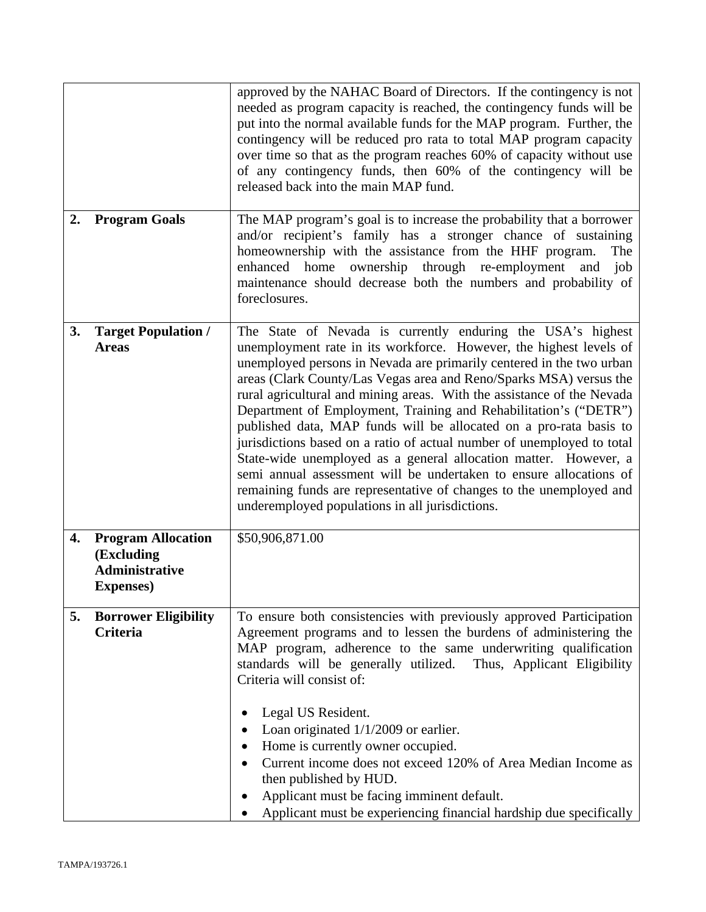| | |
|---|---|
| | approved by the NAHAC Board of Directors. If the contingency is not needed as program capacity is reached, the contingency funds will be put into the normal available funds for the MAP program. Further, the contingency will be reduced pro rata to total MAP program capacity over time so that as the program reaches 60% of capacity without use of any contingency funds, then 60% of the contingency will be released back into the main MAP fund. |
| **2. Program Goals** | The MAP program's goal is to increase the probability that a borrower and/or recipient's family has a stronger chance of sustaining homeownership with the assistance from the HHF program. The enhanced home ownership through re-employment and job maintenance should decrease both the numbers and probability of foreclosures. |
| **3. Target Population / Areas** | The State of Nevada is currently enduring the USA's highest unemployment rate in its workforce. However, the highest levels of unemployed persons in Nevada are primarily centered in the two urban areas (Clark County/Las Vegas area and Reno/Sparks MSA) versus the rural agricultural and mining areas. With the assistance of the Nevada Department of Employment, Training and Rehabilitation's ("DETR") published data, MAP funds will be allocated on a pro-rata basis to jurisdictions based on a ratio of actual number of unemployed to total State-wide unemployed as a general allocation matter. However, a semi annual assessment will be undertaken to ensure allocations of remaining funds are representative of changes to the unemployed and underemployed populations in all jurisdictions. |
| **4. Program Allocation (Excluding Administrative Expenses)** | $50,906,871.00 |
| **5. Borrower Eligibility Criteria** | To ensure both consistencies with previously approved Participation Agreement programs and to lessen the burdens of administering the MAP program, adherence to the same underwriting qualification standards will be generally utilized. Thus, Applicant Eligibility Criteria will consist of:<br><br>• Legal US Resident.<br>• Loan originated 1/1/2009 or earlier.<br>• Home is currently owner occupied.<br>• Current income does not exceed 120% of Area Median Income as then published by HUD.<br>• Applicant must be facing imminent default.<br>• Applicant must be experiencing financial hardship due specifically |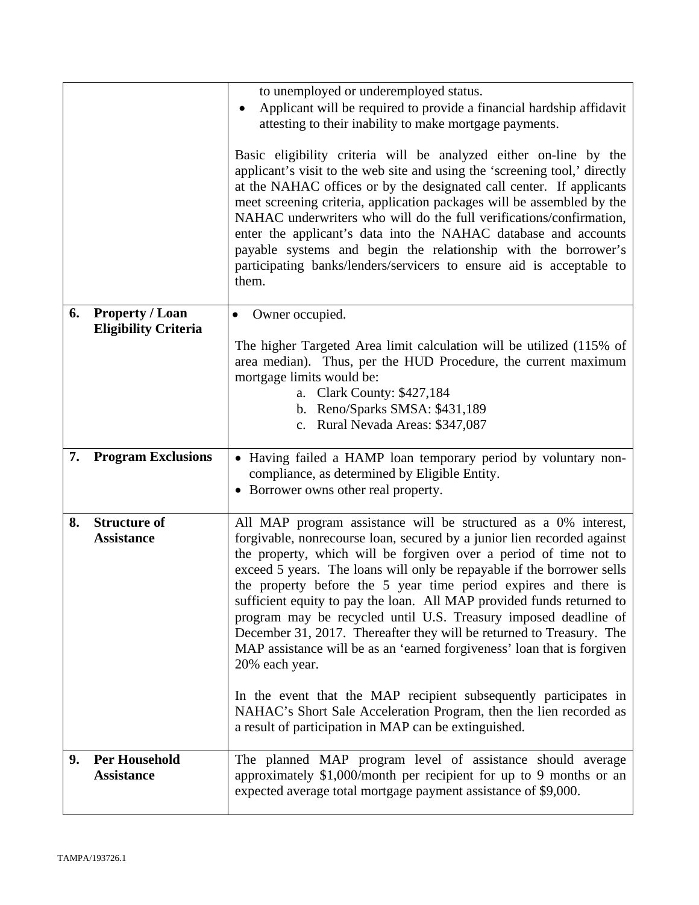| | |
|---|---|
| | to unemployed or underemployed status.<br>• Applicant will be required to provide a financial hardship affidavit attesting to their inability to make mortgage payments.<br><br>Basic eligibility criteria will be analyzed either on-line by the applicant's visit to the web site and using the 'screening tool,' directly at the NAHAC offices or by the designated call center. If applicants meet screening criteria, application packages will be assembled by the NAHAC underwriters who will do the full verifications/confirmation, enter the applicant's data into the NAHAC database and accounts payable systems and begin the relationship with the borrower's participating banks/lenders/servicers to ensure aid is acceptable to them. |
| **6. Property / Loan Eligibility Criteria** | • Owner occupied.<br><br>The higher Targeted Area limit calculation will be utilized (115% of area median). Thus, per the HUD Procedure, the current maximum mortgage limits would be:<br>a. Clark County: $427,184<br>b. Reno/Sparks SMSA: $431,189<br>c. Rural Nevada Areas: $347,087 |
| **7. Program Exclusions** | • Having failed a HAMP loan temporary period by voluntary non-compliance, as determined by Eligible Entity.<br>• Borrower owns other real property. |
| **8. Structure of Assistance** | All MAP program assistance will be structured as a 0% interest, forgivable, nonrecourse loan, secured by a junior lien recorded against the property, which will be forgiven over a period of time not to exceed 5 years. The loans will only be repayable if the borrower sells the property before the 5 year time period expires and there is sufficient equity to pay the loan. All MAP provided funds returned to program may be recycled until U.S. Treasury imposed deadline of December 31, 2017. Thereafter they will be returned to Treasury. The MAP assistance will be as an 'earned forgiveness' loan that is forgiven 20% each year.<br><br>In the event that the MAP recipient subsequently participates in NAHAC's Short Sale Acceleration Program, then the lien recorded as a result of participation in MAP can be extinguished. |
| **9. Per Household Assistance** | The planned MAP program level of assistance should average approximately $1,000/month per recipient for up to 9 months or an expected average total mortgage payment assistance of $9,000. |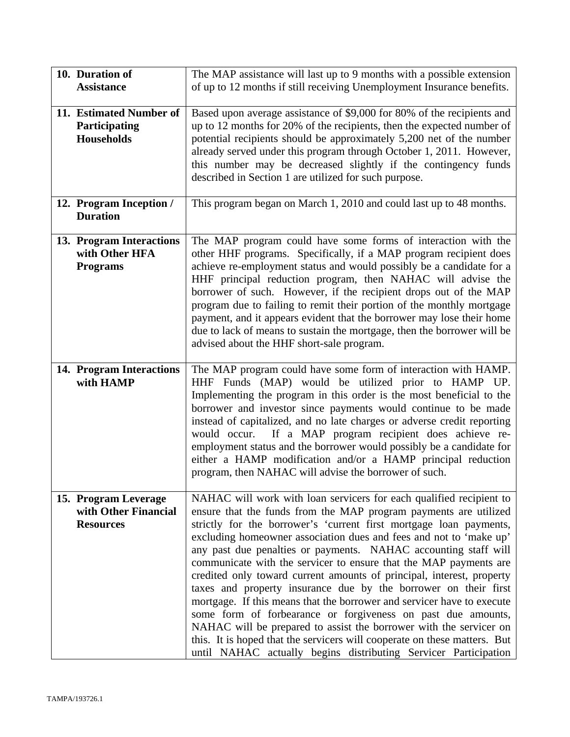| | |
|---|---|
| **10. Duration of Assistance** | The MAP assistance will last up to 9 months with a possible extension of up to 12 months if still receiving Unemployment Insurance benefits. |
| **11. Estimated Number of Participating Households** | Based upon average assistance of $9,000 for 80% of the recipients and up to 12 months for 20% of the recipients, then the expected number of potential recipients should be approximately 5,200 net of the number already served under this program through October 1, 2011. However, this number may be decreased slightly if the contingency funds described in Section 1 are utilized for such purpose. |
| **12. Program Inception / Duration** | This program began on March 1, 2010 and could last up to 48 months. |
| **13. Program Interactions with Other HFA Programs** | The MAP program could have some forms of interaction with the other HHF programs. Specifically, if a MAP program recipient does achieve re-employment status and would possibly be a candidate for a HHF principal reduction program, then NAHAC will advise the borrower of such. However, if the recipient drops out of the MAP program due to failing to remit their portion of the monthly mortgage payment, and it appears evident that the borrower may lose their home due to lack of means to sustain the mortgage, then the borrower will be advised about the HHF short-sale program. |
| **14. Program Interactions with HAMP** | The MAP program could have some form of interaction with HAMP. HHF Funds (MAP) would be utilized prior to HAMP UP. Implementing the program in this order is the most beneficial to the borrower and investor since payments would continue to be made instead of capitalized, and no late charges or adverse credit reporting would occur. If a MAP program recipient does achieve re-employment status and the borrower would possibly be a candidate for either a HAMP modification and/or a HAMP principal reduction program, then NAHAC will advise the borrower of such. |
| **15. Program Leverage with Other Financial Resources** | NAHAC will work with loan servicers for each qualified recipient to ensure that the funds from the MAP program payments are utilized strictly for the borrower's 'current first mortgage loan payments, excluding homeowner association dues and fees and not to 'make up' any past due penalties or payments. NAHAC accounting staff will communicate with the servicer to ensure that the MAP payments are credited only toward current amounts of principal, interest, property taxes and property insurance due by the borrower on their first mortgage. If this means that the borrower and servicer have to execute some form of forbearance or forgiveness on past due amounts, NAHAC will be prepared to assist the borrower with the servicer on this. It is hoped that the servicers will cooperate on these matters. But until NAHAC actually begins distributing Servicer Participation |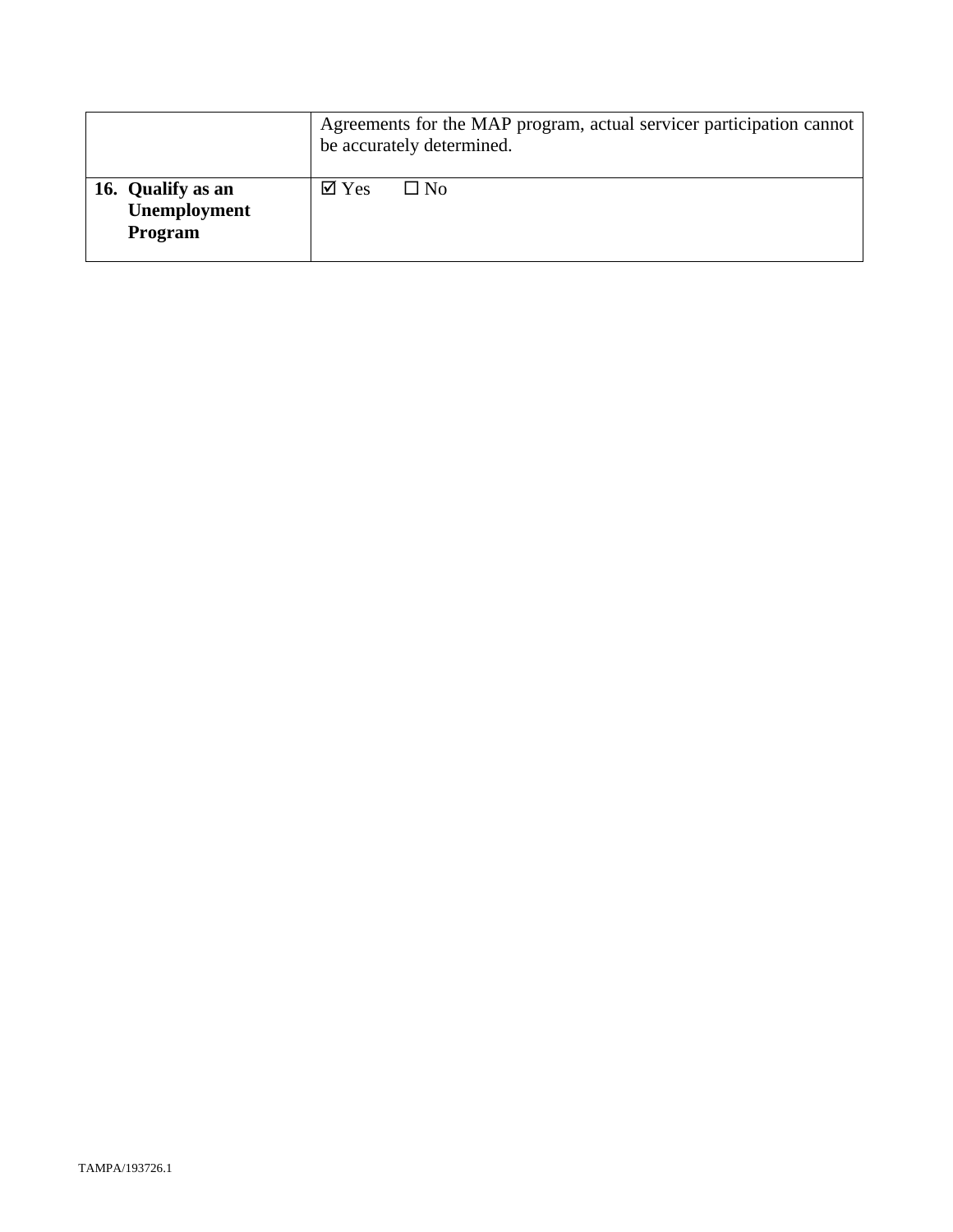| | |
|---|---|
| | Agreements for the MAP program, actual servicer participation cannot be accurately determined. |
| **16. Qualify as an Unemployment Program** | ☑ Yes ☐ No |